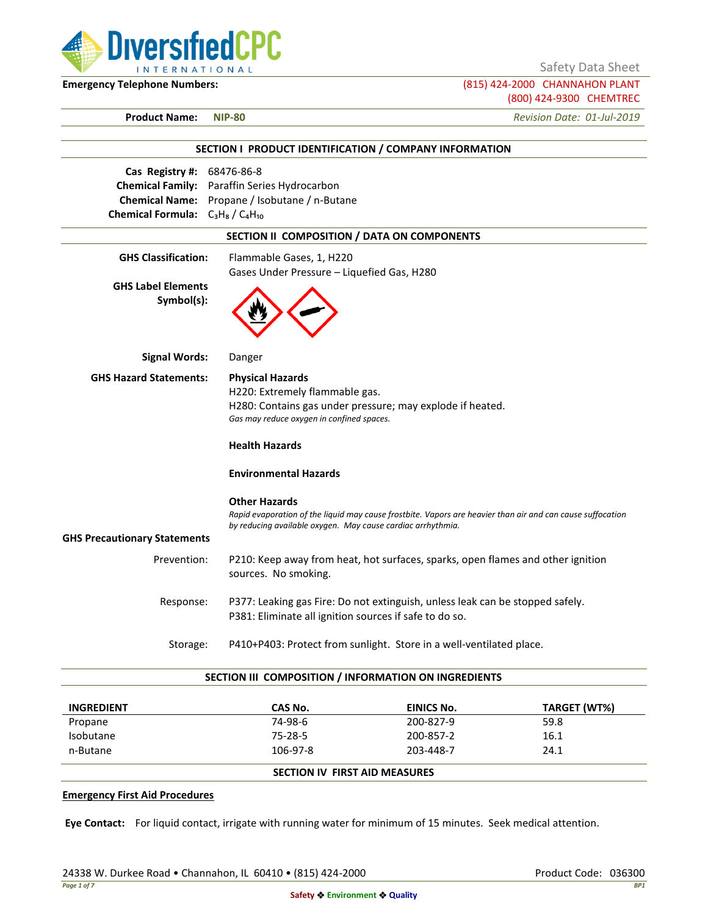Safety Data Sheet

**Emergency Telephone Numbers:** (815) 424-2000 CHANNAHON PLANT
(800) 424-9300 CHEMTREC

**Product Name:** **NIP-80** *Revision Date: 01-Jul-2019*

## SECTION I PRODUCT IDENTIFICATION / COMPANY INFORMATION

**Cas Registry #:** 68476-86-8
**Chemical Family:** Paraffin Series Hydrocarbon
**Chemical Name:** Propane / Isobutane / n-Butane
**Chemical Formula:** $C_3H_8$ / $C_4H_{10}$

## SECTION II COMPOSITION / DATA ON COMPONENTS

**GHS Classification:** Flammable Gases, 1, H220
Gases Under Pressure – Liquefied Gas, H280

**GHS Label Elements Symbol(s):**

**Signal Words:** Danger

**GHS Hazard Statements:**

**Physical Hazards**
H220: Extremely flammable gas.
H280: Contains gas under pressure; may explode if heated.
*Gas may reduce oxygen in confined spaces.*

**Health Hazards**

**Environmental Hazards**

**Other Hazards**
*Rapid evaporation of the liquid may cause frostbite. Vapors are heavier than air and can cause suffocation by reducing available oxygen. May cause cardiac arrhythmia.*

**GHS Precautionary Statements**

Prevention: P210: Keep away from heat, hot surfaces, sparks, open flames and other ignition sources. No smoking.

Response: P377: Leaking gas Fire: Do not extinguish, unless leak can be stopped safely.
P381: Eliminate all ignition sources if safe to do so.

Storage: P410+P403: Protect from sunlight. Store in a well-ventilated place.

## SECTION III COMPOSITION / INFORMATION ON INGREDIENTS

| INGREDIENT | CAS No. | EINICS No. | TARGET (WT%) |
|---|---|---|---|
| Propane | 74-98-6 | 200-827-9 | 59.8 |
| Isobutane | 75-28-5 | 200-857-2 | 16.1 |
| n-Butane | 106-97-8 | 203-448-7 | 24.1 |

## SECTION IV FIRST AID MEASURES

**Emergency First Aid Procedures**

**Eye Contact:** For liquid contact, irrigate with running water for minimum of 15 minutes. Seek medical attention.

24338 W. Durkee Road • Channahon, IL 60410 • (815) 424-2000 Product Code: 036300

Safety ❖ Environment ❖ Quality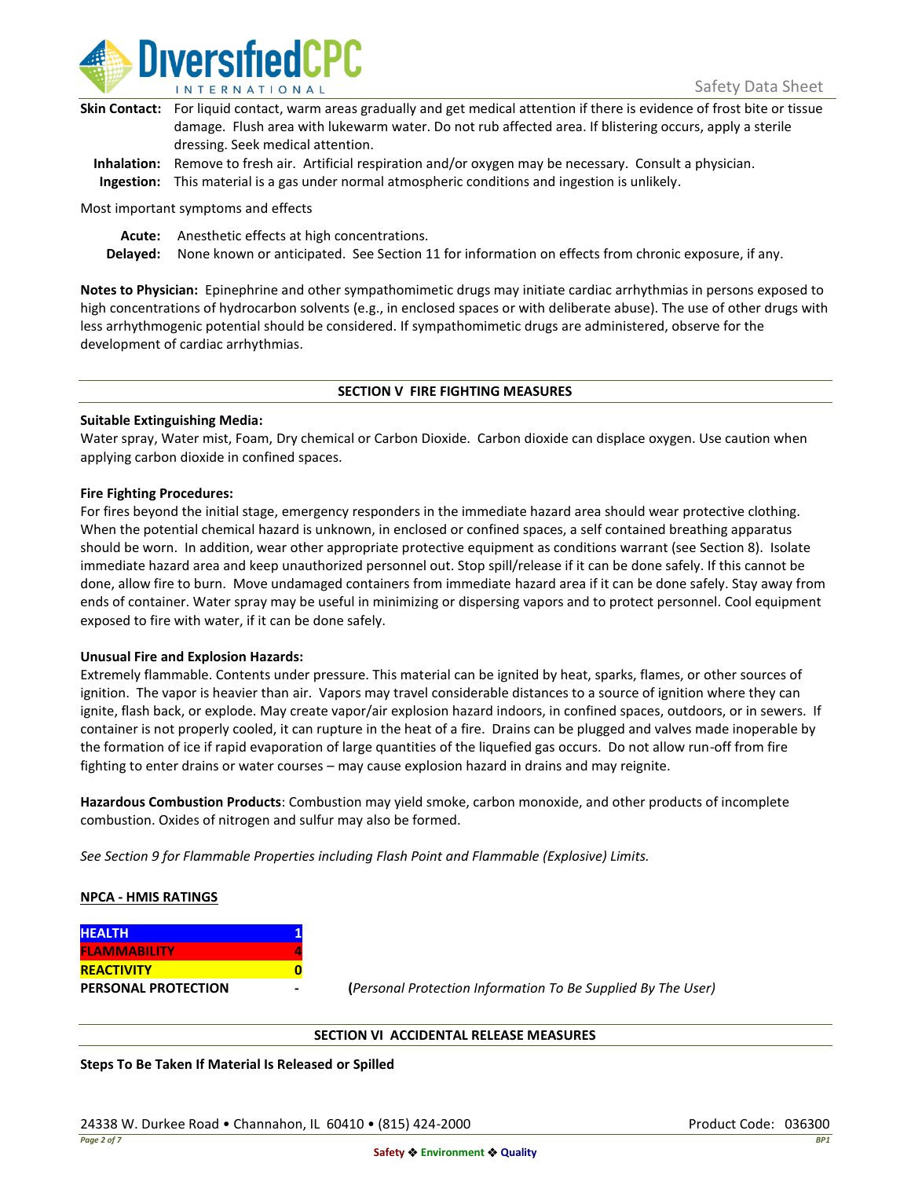**Skin Contact:** For liquid contact, warm areas gradually and get medical attention if there is evidence of frost bite or tissue damage. Flush area with lukewarm water. Do not rub affected area. If blistering occurs, apply a sterile dressing. Seek medical attention.

**Inhalation:** Remove to fresh air. Artificial respiration and/or oxygen may be necessary. Consult a physician.

**Ingestion:** This material is a gas under normal atmospheric conditions and ingestion is unlikely.

Most important symptoms and effects

**Acute:** Anesthetic effects at high concentrations.

**Delayed:** None known or anticipated. See Section 11 for information on effects from chronic exposure, if any.

**Notes to Physician:** Epinephrine and other sympathomimetic drugs may initiate cardiac arrhythmias in persons exposed to high concentrations of hydrocarbon solvents (e.g., in enclosed spaces or with deliberate abuse). The use of other drugs with less arrhythmogenic potential should be considered. If sympathomimetic drugs are administered, observe for the development of cardiac arrhythmias.

## SECTION V FIRE FIGHTING MEASURES

**Suitable Extinguishing Media:**

Water spray, Water mist, Foam, Dry chemical or Carbon Dioxide. Carbon dioxide can displace oxygen. Use caution when applying carbon dioxide in confined spaces.

**Fire Fighting Procedures:**

For fires beyond the initial stage, emergency responders in the immediate hazard area should wear protective clothing. When the potential chemical hazard is unknown, in enclosed or confined spaces, a self contained breathing apparatus should be worn. In addition, wear other appropriate protective equipment as conditions warrant (see Section 8). Isolate immediate hazard area and keep unauthorized personnel out. Stop spill/release if it can be done safely. If this cannot be done, allow fire to burn. Move undamaged containers from immediate hazard area if it can be done safely. Stay away from ends of container. Water spray may be useful in minimizing or dispersing vapors and to protect personnel. Cool equipment exposed to fire with water, if it can be done safely.

**Unusual Fire and Explosion Hazards:**

Extremely flammable. Contents under pressure. This material can be ignited by heat, sparks, flames, or other sources of ignition. The vapor is heavier than air. Vapors may travel considerable distances to a source of ignition where they can ignite, flash back, or explode. May create vapor/air explosion hazard indoors, in confined spaces, outdoors, or in sewers. If container is not properly cooled, it can rupture in the heat of a fire. Drains can be plugged and valves made inoperable by the formation of ice if rapid evaporation of large quantities of the liquefied gas occurs. Do not allow run-off from fire fighting to enter drains or water courses – may cause explosion hazard in drains and may reignite.

**Hazardous Combustion Products**: Combustion may yield smoke, carbon monoxide, and other products of incomplete combustion. Oxides of nitrogen and sulfur may also be formed.

*See Section 9 for Flammable Properties including Flash Point and Flammable (Explosive) Limits.*

**NPCA - HMIS RATINGS**

| | | |
|---|---|---|
| **HEALTH** | **1** | |
| **FLAMMABILITY** | **4** | |
| **REACTIVITY** | **0** | |
| **PERSONAL PROTECTION** | **-** | (*Personal Protection Information To Be Supplied By The User)* |

## SECTION VI ACCIDENTAL RELEASE MEASURES

**Steps To Be Taken If Material Is Released or Spilled**

24338 W. Durkee Road • Channahon, IL 60410 • (815) 424-2000 Product Code: 036300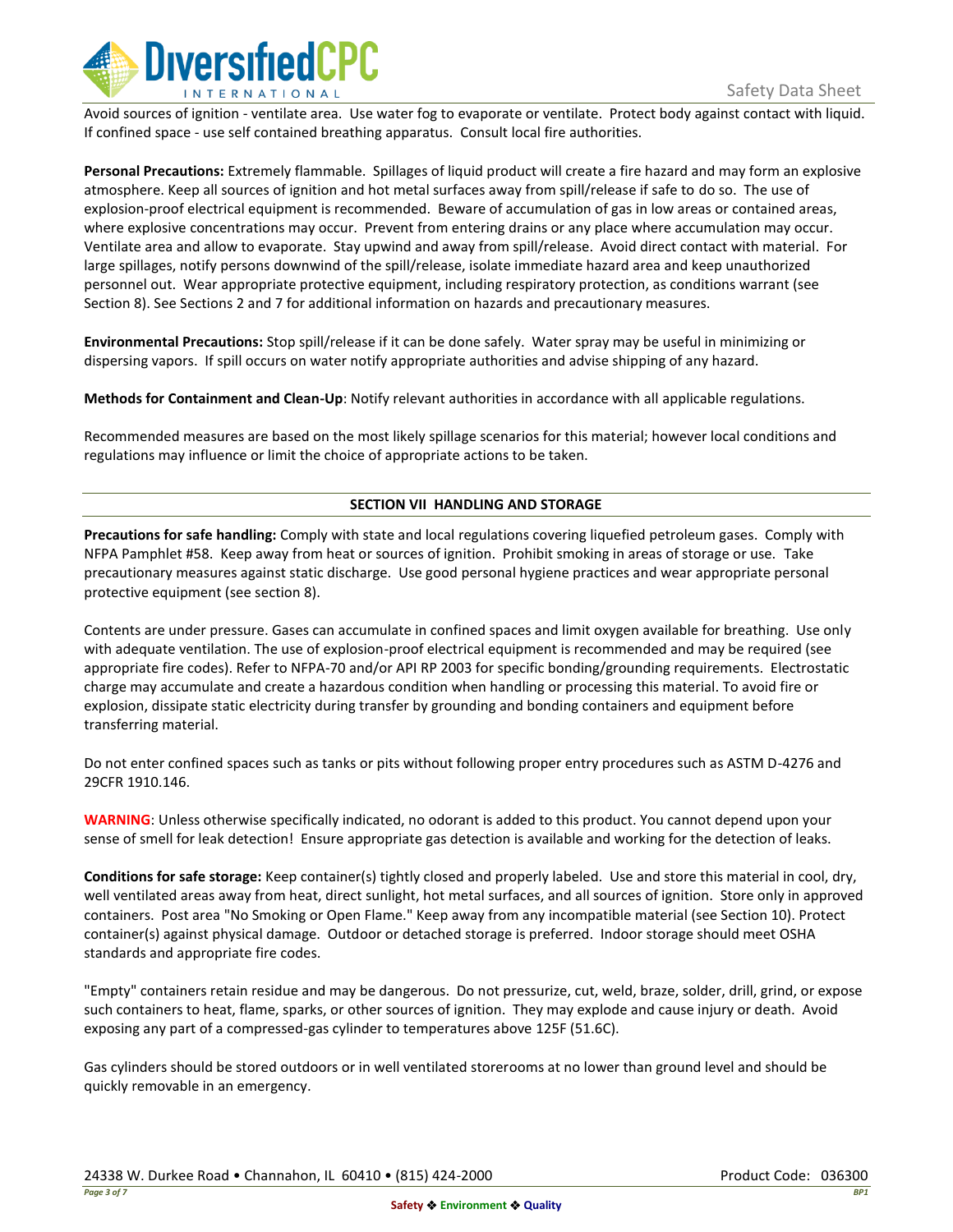Avoid sources of ignition - ventilate area. Use water fog to evaporate or ventilate. Protect body against contact with liquid. If confined space - use self contained breathing apparatus. Consult local fire authorities.

**Personal Precautions:** Extremely flammable. Spillages of liquid product will create a fire hazard and may form an explosive atmosphere. Keep all sources of ignition and hot metal surfaces away from spill/release if safe to do so. The use of explosion-proof electrical equipment is recommended. Beware of accumulation of gas in low areas or contained areas, where explosive concentrations may occur. Prevent from entering drains or any place where accumulation may occur. Ventilate area and allow to evaporate. Stay upwind and away from spill/release. Avoid direct contact with material. For large spillages, notify persons downwind of the spill/release, isolate immediate hazard area and keep unauthorized personnel out. Wear appropriate protective equipment, including respiratory protection, as conditions warrant (see Section 8). See Sections 2 and 7 for additional information on hazards and precautionary measures.

**Environmental Precautions:** Stop spill/release if it can be done safely. Water spray may be useful in minimizing or dispersing vapors. If spill occurs on water notify appropriate authorities and advise shipping of any hazard.

**Methods for Containment and Clean-Up**: Notify relevant authorities in accordance with all applicable regulations.

Recommended measures are based on the most likely spillage scenarios for this material; however local conditions and regulations may influence or limit the choice of appropriate actions to be taken.

## SECTION VII HANDLING AND STORAGE

**Precautions for safe handling:** Comply with state and local regulations covering liquefied petroleum gases. Comply with NFPA Pamphlet #58. Keep away from heat or sources of ignition. Prohibit smoking in areas of storage or use. Take precautionary measures against static discharge. Use good personal hygiene practices and wear appropriate personal protective equipment (see section 8).

Contents are under pressure. Gases can accumulate in confined spaces and limit oxygen available for breathing. Use only with adequate ventilation. The use of explosion-proof electrical equipment is recommended and may be required (see appropriate fire codes). Refer to NFPA-70 and/or API RP 2003 for specific bonding/grounding requirements. Electrostatic charge may accumulate and create a hazardous condition when handling or processing this material. To avoid fire or explosion, dissipate static electricity during transfer by grounding and bonding containers and equipment before transferring material.

Do not enter confined spaces such as tanks or pits without following proper entry procedures such as ASTM D-4276 and 29CFR 1910.146.

**WARNING**: Unless otherwise specifically indicated, no odorant is added to this product. You cannot depend upon your sense of smell for leak detection! Ensure appropriate gas detection is available and working for the detection of leaks.

**Conditions for safe storage:** Keep container(s) tightly closed and properly labeled. Use and store this material in cool, dry, well ventilated areas away from heat, direct sunlight, hot metal surfaces, and all sources of ignition. Store only in approved containers. Post area "No Smoking or Open Flame." Keep away from any incompatible material (see Section 10). Protect container(s) against physical damage. Outdoor or detached storage is preferred. Indoor storage should meet OSHA standards and appropriate fire codes.

"Empty" containers retain residue and may be dangerous. Do not pressurize, cut, weld, braze, solder, drill, grind, or expose such containers to heat, flame, sparks, or other sources of ignition. They may explode and cause injury or death. Avoid exposing any part of a compressed-gas cylinder to temperatures above 125F (51.6C).

Gas cylinders should be stored outdoors or in well ventilated storerooms at no lower than ground level and should be quickly removable in an emergency.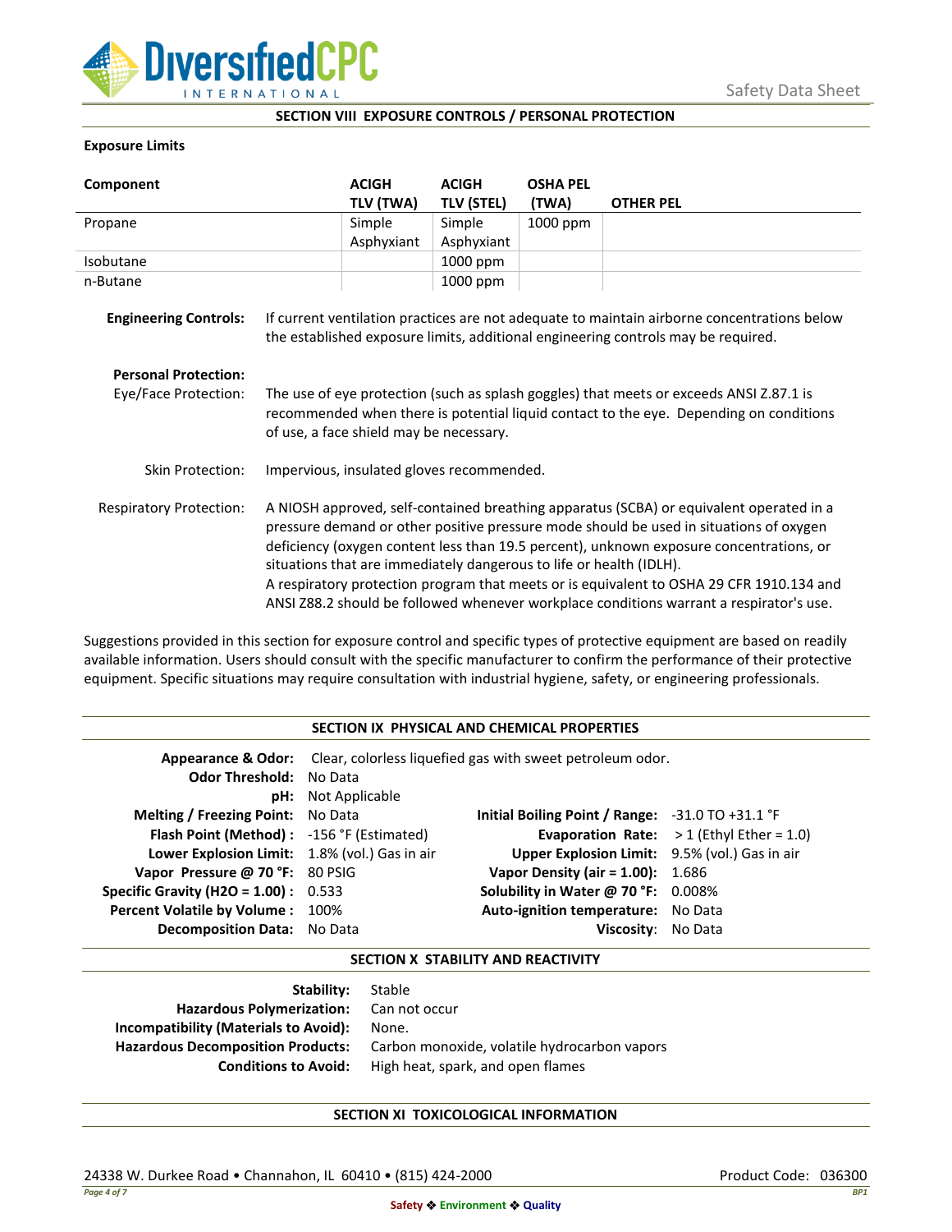## SECTION VIII EXPOSURE CONTROLS / PERSONAL PROTECTION

**Exposure Limits**

| Component | ACIGH TLV (TWA) | ACIGH TLV (STEL) | OSHA PEL (TWA) | OTHER PEL |
|---|---|---|---|---|
| Propane | Simple Asphyxiant | Simple Asphyxiant | 1000 ppm | |
| Isobutane | | 1000 ppm | | |
| n-Butane | | 1000 ppm | | |

**Engineering Controls:** If current ventilation practices are not adequate to maintain airborne concentrations below the established exposure limits, additional engineering controls may be required.

**Personal Protection:**

Eye/Face Protection: The use of eye protection (such as splash goggles) that meets or exceeds ANSI Z.87.1 is recommended when there is potential liquid contact to the eye. Depending on conditions of use, a face shield may be necessary.

Skin Protection: Impervious, insulated gloves recommended.

Respiratory Protection: A NIOSH approved, self-contained breathing apparatus (SCBA) or equivalent operated in a pressure demand or other positive pressure mode should be used in situations of oxygen deficiency (oxygen content less than 19.5 percent), unknown exposure concentrations, or situations that are immediately dangerous to life or health (IDLH).
A respiratory protection program that meets or is equivalent to OSHA 29 CFR 1910.134 and ANSI Z88.2 should be followed whenever workplace conditions warrant a respirator's use.

Suggestions provided in this section for exposure control and specific types of protective equipment are based on readily available information. Users should consult with the specific manufacturer to confirm the performance of their protective equipment. Specific situations may require consultation with industrial hygiene, safety, or engineering professionals.

## SECTION IX PHYSICAL AND CHEMICAL PROPERTIES

**Appearance & Odor:** Clear, colorless liquefied gas with sweet petroleum odor.

**Odor Threshold:** No Data

**pH:** Not Applicable

| | | | |
|---|---|---|---|
| **Melting / Freezing Point:** | No Data | **Initial Boiling Point / Range:** | -31.0 TO +31.1 °F |
| **Flash Point (Method) :** | -156 °F (Estimated) | **Evaporation Rate:** | > 1 (Ethyl Ether = 1.0) |
| **Lower Explosion Limit:** | 1.8% (vol.) Gas in air | **Upper Explosion Limit:** | 9.5% (vol.) Gas in air |
| **Vapor Pressure @ 70 °F:** | 80 PSIG | **Vapor Density (air = 1.00):** | 1.686 |
| **Specific Gravity (H2O = 1.00) :** | 0.533 | **Solubility in Water @ 70 °F:** | 0.008% |
| **Percent Volatile by Volume :** | 100% | **Auto-ignition temperature:** | No Data |
| **Decomposition Data:** | No Data | **Viscosity:** | No Data |

## SECTION X STABILITY AND REACTIVITY

**Stability:** Stable

**Hazardous Polymerization:** Can not occur

**Incompatibility (Materials to Avoid):** None.

**Hazardous Decomposition Products:** Carbon monoxide, volatile hydrocarbon vapors

**Conditions to Avoid:** High heat, spark, and open flames

## SECTION XI TOXICOLOGICAL INFORMATION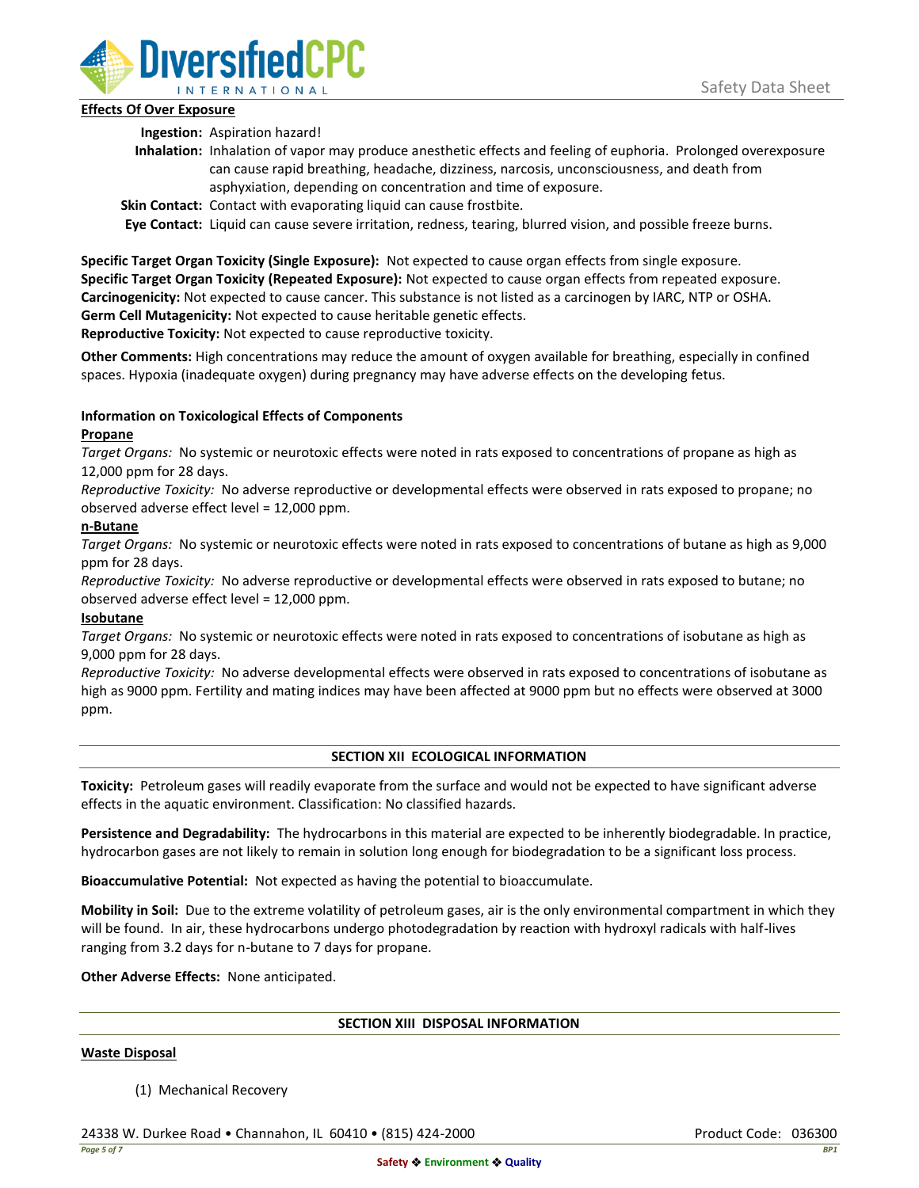**Effects Of Over Exposure**

**Ingestion:** Aspiration hazard!

**Inhalation:** Inhalation of vapor may produce anesthetic effects and feeling of euphoria. Prolonged overexposure can cause rapid breathing, headache, dizziness, narcosis, unconsciousness, and death from asphyxiation, depending on concentration and time of exposure.

**Skin Contact:** Contact with evaporating liquid can cause frostbite.

**Eye Contact:** Liquid can cause severe irritation, redness, tearing, blurred vision, and possible freeze burns.

**Specific Target Organ Toxicity (Single Exposure):** Not expected to cause organ effects from single exposure.
**Specific Target Organ Toxicity (Repeated Exposure):** Not expected to cause organ effects from repeated exposure.
**Carcinogenicity:** Not expected to cause cancer. This substance is not listed as a carcinogen by IARC, NTP or OSHA.
**Germ Cell Mutagenicity:** Not expected to cause heritable genetic effects.
**Reproductive Toxicity:** Not expected to cause reproductive toxicity.

**Other Comments:** High concentrations may reduce the amount of oxygen available for breathing, especially in confined spaces. Hypoxia (inadequate oxygen) during pregnancy may have adverse effects on the developing fetus.

**Information on Toxicological Effects of Components**

**Propane**

*Target Organs:* No systemic or neurotoxic effects were noted in rats exposed to concentrations of propane as high as 12,000 ppm for 28 days.

*Reproductive Toxicity:* No adverse reproductive or developmental effects were observed in rats exposed to propane; no observed adverse effect level = 12,000 ppm.

**n-Butane**

*Target Organs:* No systemic or neurotoxic effects were noted in rats exposed to concentrations of butane as high as 9,000 ppm for 28 days.

*Reproductive Toxicity:* No adverse reproductive or developmental effects were observed in rats exposed to butane; no observed adverse effect level = 12,000 ppm.

**Isobutane**

*Target Organs:* No systemic or neurotoxic effects were noted in rats exposed to concentrations of isobutane as high as 9,000 ppm for 28 days.

*Reproductive Toxicity:* No adverse developmental effects were observed in rats exposed to concentrations of isobutane as high as 9000 ppm. Fertility and mating indices may have been affected at 9000 ppm but no effects were observed at 3000 ppm.

## SECTION XII ECOLOGICAL INFORMATION

**Toxicity:** Petroleum gases will readily evaporate from the surface and would not be expected to have significant adverse effects in the aquatic environment. Classification: No classified hazards.

**Persistence and Degradability:** The hydrocarbons in this material are expected to be inherently biodegradable. In practice, hydrocarbon gases are not likely to remain in solution long enough for biodegradation to be a significant loss process.

**Bioaccumulative Potential:** Not expected as having the potential to bioaccumulate.

**Mobility in Soil:** Due to the extreme volatility of petroleum gases, air is the only environmental compartment in which they will be found. In air, these hydrocarbons undergo photodegradation by reaction with hydroxyl radicals with half-lives ranging from 3.2 days for n-butane to 7 days for propane.

**Other Adverse Effects:** None anticipated.

## SECTION XIII DISPOSAL INFORMATION

**Waste Disposal**

(1) Mechanical Recovery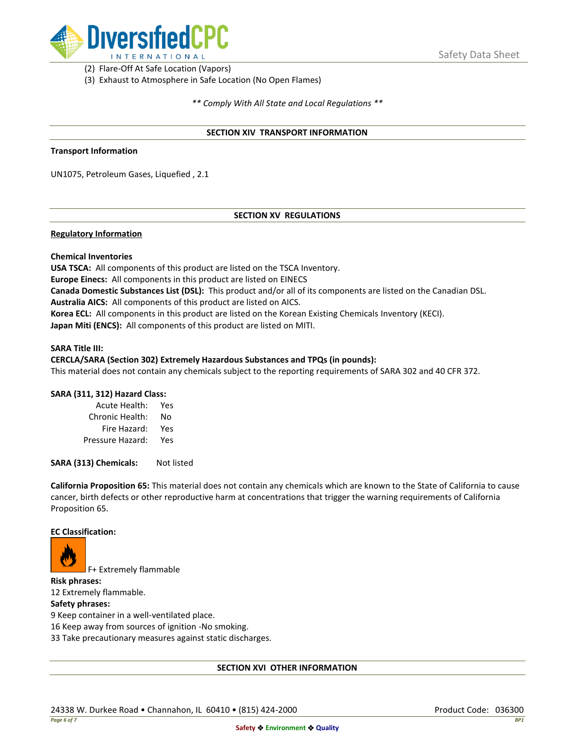(2) Flare-Off At Safe Location (Vapors)
(3) Exhaust to Atmosphere in Safe Location (No Open Flames)

*** Comply With All State and Local Regulations ***

## SECTION XIV TRANSPORT INFORMATION

**Transport Information**

UN1075, Petroleum Gases, Liquefied , 2.1

## SECTION XV REGULATIONS

**Regulatory Information**

**Chemical Inventories**
**USA TSCA:** All components of this product are listed on the TSCA Inventory.
**Europe Einecs:** All components in this product are listed on EINECS
**Canada Domestic Substances List (DSL):** This product and/or all of its components are listed on the Canadian DSL.
**Australia AICS:** All components of this product are listed on AICS.
**Korea ECL:** All components in this product are listed on the Korean Existing Chemicals Inventory (KECI).
**Japan Miti (ENCS):** All components of this product are listed on MITI.

**SARA Title III:**
**CERCLA/SARA (Section 302) Extremely Hazardous Substances and TPQs (in pounds):**
This material does not contain any chemicals subject to the reporting requirements of SARA 302 and 40 CFR 372.

**SARA (311, 312) Hazard Class:**

| | |
|---|---|
| Acute Health: | Yes |
| Chronic Health: | No |
| Fire Hazard: | Yes |
| Pressure Hazard: | Yes |

**SARA (313) Chemicals:** Not listed

**California Proposition 65:** This material does not contain any chemicals which are known to the State of California to cause cancer, birth defects or other reproductive harm at concentrations that trigger the warning requirements of California Proposition 65.

**EC Classification:**

F+ Extremely flammable

**Risk phrases:**
12 Extremely flammable.

**Safety phrases:**
9 Keep container in a well-ventilated place.
16 Keep away from sources of ignition -No smoking.
33 Take precautionary measures against static discharges.

## SECTION XVI OTHER INFORMATION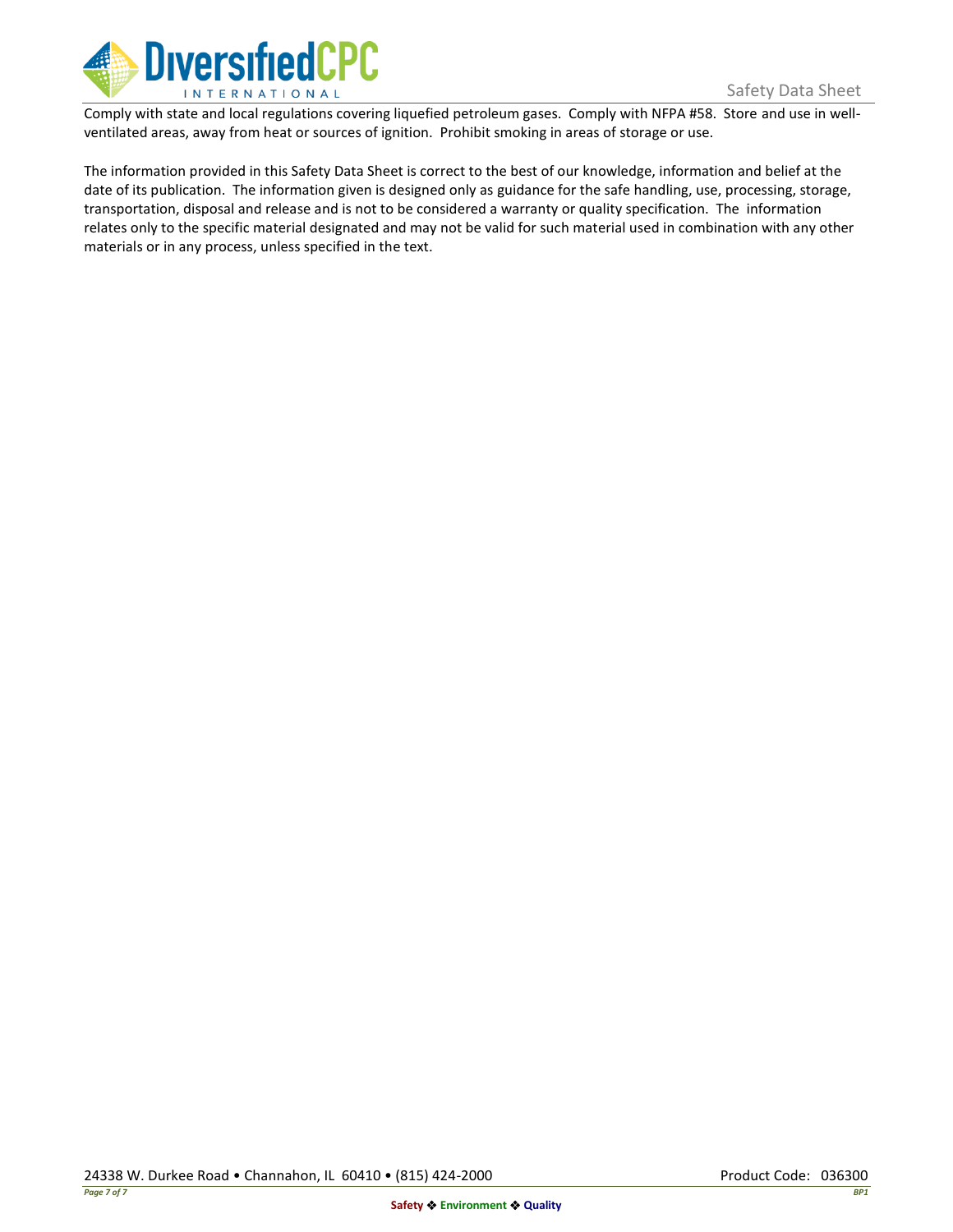Comply with state and local regulations covering liquefied petroleum gases. Comply with NFPA #58. Store and use in well-ventilated areas, away from heat or sources of ignition. Prohibit smoking in areas of storage or use.

The information provided in this Safety Data Sheet is correct to the best of our knowledge, information and belief at the date of its publication. The information given is designed only as guidance for the safe handling, use, processing, storage, transportation, disposal and release and is not to be considered a warranty or quality specification. The information relates only to the specific material designated and may not be valid for such material used in combination with any other materials or in any process, unless specified in the text.